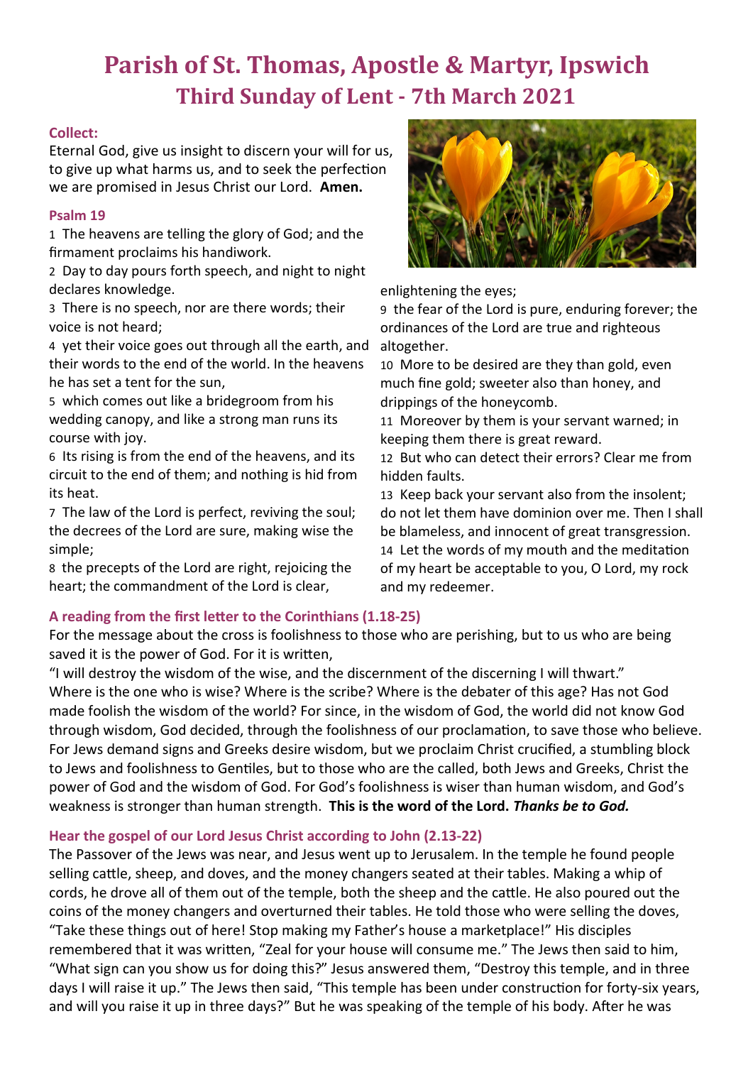# Parish of St. Thomas, Apostle & Martyr, Ipswich
## Third Sunday of Lent - 7th March 2021

### Collect:

Eternal God, give us insight to discern your will for us, to give up what harms us, and to seek the perfection we are promised in Jesus Christ our Lord. **Amen.**

### Psalm 19

1 The heavens are telling the glory of God; and the firmament proclaims his handiwork.

2 Day to day pours forth speech, and night to night declares knowledge.

3 There is no speech, nor are there words; their voice is not heard;

4 yet their voice goes out through all the earth, and their words to the end of the world. In the heavens he has set a tent for the sun,

5 which comes out like a bridegroom from his wedding canopy, and like a strong man runs its course with joy.

6 Its rising is from the end of the heavens, and its circuit to the end of them; and nothing is hid from its heat.

7 The law of the Lord is perfect, reviving the soul; the decrees of the Lord are sure, making wise the simple;

8 the precepts of the Lord are right, rejoicing the heart; the commandment of the Lord is clear, enlightening the eyes;

9 the fear of the Lord is pure, enduring forever; the ordinances of the Lord are true and righteous altogether.

10 More to be desired are they than gold, even much fine gold; sweeter also than honey, and drippings of the honeycomb.

11 Moreover by them is your servant warned; in keeping them there is great reward.

12 But who can detect their errors? Clear me from hidden faults.

13 Keep back your servant also from the insolent; do not let them have dominion over me. Then I shall be blameless, and innocent of great transgression.

14 Let the words of my mouth and the meditation of my heart be acceptable to you, O Lord, my rock and my redeemer.

### A reading from the first letter to the Corinthians (1.18-25)

For the message about the cross is foolishness to those who are perishing, but to us who are being saved it is the power of God. For it is written,

"I will destroy the wisdom of the wise, and the discernment of the discerning I will thwart."

Where is the one who is wise? Where is the scribe? Where is the debater of this age? Has not God made foolish the wisdom of the world? For since, in the wisdom of God, the world did not know God through wisdom, God decided, through the foolishness of our proclamation, to save those who believe. For Jews demand signs and Greeks desire wisdom, but we proclaim Christ crucified, a stumbling block to Jews and foolishness to Gentiles, but to those who are the called, both Jews and Greeks, Christ the power of God and the wisdom of God. For God's foolishness is wiser than human wisdom, and God's weakness is stronger than human strength. **This is the word of the Lord.** ***Thanks be to God.***

### Hear the gospel of our Lord Jesus Christ according to John (2.13-22)

The Passover of the Jews was near, and Jesus went up to Jerusalem. In the temple he found people selling cattle, sheep, and doves, and the money changers seated at their tables. Making a whip of cords, he drove all of them out of the temple, both the sheep and the cattle. He also poured out the coins of the money changers and overturned their tables. He told those who were selling the doves, "Take these things out of here! Stop making my Father's house a marketplace!" His disciples remembered that it was written, "Zeal for your house will consume me." The Jews then said to him, "What sign can you show us for doing this?" Jesus answered them, "Destroy this temple, and in three days I will raise it up." The Jews then said, "This temple has been under construction for forty-six years, and will you raise it up in three days?" But he was speaking of the temple of his body. After he was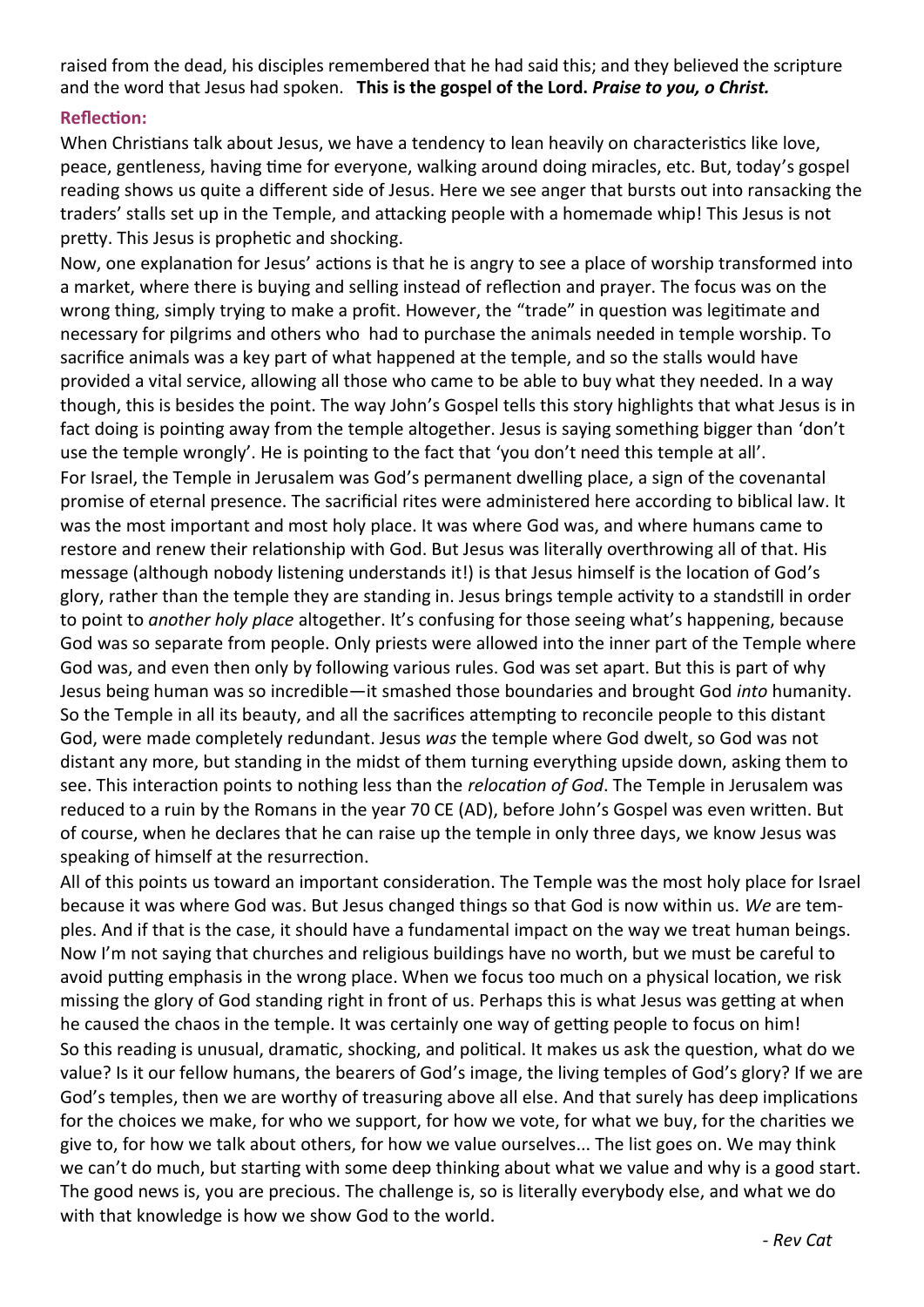raised from the dead, his disciples remembered that he had said this; and they believed the scripture and the word that Jesus had spoken. **This is the gospel of the Lord.** ***Praise to you, o Christ.***

**Reflection:**

When Christians talk about Jesus, we have a tendency to lean heavily on characteristics like love, peace, gentleness, having time for everyone, walking around doing miracles, etc. But, today's gospel reading shows us quite a different side of Jesus. Here we see anger that bursts out into ransacking the traders' stalls set up in the Temple, and attacking people with a homemade whip! This Jesus is not pretty. This Jesus is prophetic and shocking.

Now, one explanation for Jesus' actions is that he is angry to see a place of worship transformed into a market, where there is buying and selling instead of reflection and prayer. The focus was on the wrong thing, simply trying to make a profit. However, the "trade" in question was legitimate and necessary for pilgrims and others who had to purchase the animals needed in temple worship. To sacrifice animals was a key part of what happened at the temple, and so the stalls would have provided a vital service, allowing all those who came to be able to buy what they needed. In a way though, this is besides the point. The way John's Gospel tells this story highlights that what Jesus is in fact doing is pointing away from the temple altogether. Jesus is saying something bigger than 'don't use the temple wrongly'. He is pointing to the fact that 'you don't need this temple at all'.

For Israel, the Temple in Jerusalem was God's permanent dwelling place, a sign of the covenantal promise of eternal presence. The sacrificial rites were administered here according to biblical law. It was the most important and most holy place. It was where God was, and where humans came to restore and renew their relationship with God. But Jesus was literally overthrowing all of that. His message (although nobody listening understands it!) is that Jesus himself is the location of God's glory, rather than the temple they are standing in. Jesus brings temple activity to a standstill in order to point to *another holy place* altogether. It's confusing for those seeing what's happening, because God was so separate from people. Only priests were allowed into the inner part of the Temple where God was, and even then only by following various rules. God was set apart. But this is part of why Jesus being human was so incredible—it smashed those boundaries and brought God *into* humanity. So the Temple in all its beauty, and all the sacrifices attempting to reconcile people to this distant God, were made completely redundant. Jesus *was* the temple where God dwelt, so God was not distant any more, but standing in the midst of them turning everything upside down, asking them to see. This interaction points to nothing less than the *relocation of God*. The Temple in Jerusalem was reduced to a ruin by the Romans in the year 70 CE (AD), before John's Gospel was even written. But of course, when he declares that he can raise up the temple in only three days, we know Jesus was speaking of himself at the resurrection.

All of this points us toward an important consideration. The Temple was the most holy place for Israel because it was where God was. But Jesus changed things so that God is now within us. *We* are temples. And if that is the case, it should have a fundamental impact on the way we treat human beings. Now I'm not saying that churches and religious buildings have no worth, but we must be careful to avoid putting emphasis in the wrong place. When we focus too much on a physical location, we risk missing the glory of God standing right in front of us. Perhaps this is what Jesus was getting at when he caused the chaos in the temple. It was certainly one way of getting people to focus on him!

So this reading is unusual, dramatic, shocking, and political. It makes us ask the question, what do we value? Is it our fellow humans, the bearers of God's image, the living temples of God's glory? If we are God's temples, then we are worthy of treasuring above all else. And that surely has deep implications for the choices we make, for who we support, for how we vote, for what we buy, for the charities we give to, for how we talk about others, for how we value ourselves... The list goes on. We may think we can't do much, but starting with some deep thinking about what we value and why is a good start. The good news is, you are precious. The challenge is, so is literally everybody else, and what we do with that knowledge is how we show God to the world.

*- Rev Cat*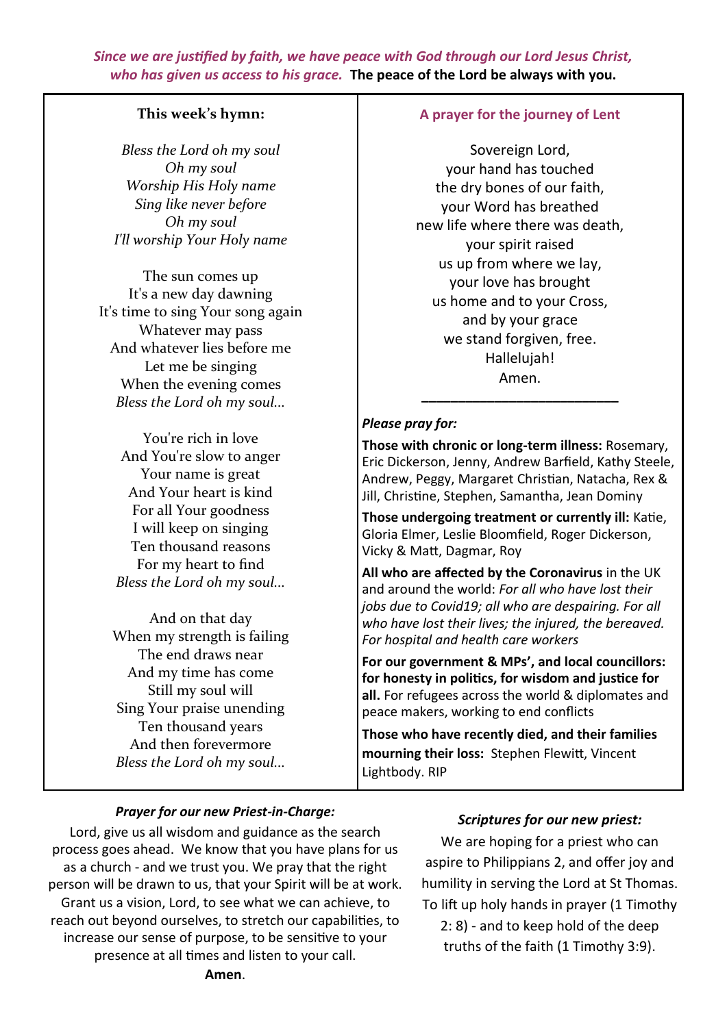*Since we are justified by faith, we have peace with God through our Lord Jesus Christ, who has given us access to his grace.* **The peace of the Lord be always with you.**

### This week's hymn:

*Bless the Lord oh my soul*
*Oh my soul*
*Worship His Holy name*
*Sing like never before*
*Oh my soul*
*I'll worship Your Holy name*

The sun comes up
It's a new day dawning
It's time to sing Your song again
Whatever may pass
And whatever lies before me
Let me be singing
When the evening comes
*Bless the Lord oh my soul...*

You're rich in love
And You're slow to anger
Your name is great
And Your heart is kind
For all Your goodness
I will keep on singing
Ten thousand reasons
For my heart to find
*Bless the Lord oh my soul...*

And on that day
When my strength is failing
The end draws near
And my time has come
Still my soul will
Sing Your praise unending
Ten thousand years
And then forevermore
*Bless the Lord oh my soul...*

### A prayer for the journey of Lent

Sovereign Lord,
your hand has touched
the dry bones of our faith,
your Word has breathed
new life where there was death,
your spirit raised
us up from where we lay,
your love has brought
us home and to your Cross,
and by your grace
we stand forgiven, free.
Hallelujah!
Amen.

---

***Please pray for:***

**Those with chronic or long-term illness:** Rosemary, Eric Dickerson, Jenny, Andrew Barfield, Kathy Steele, Andrew, Peggy, Margaret Christian, Natacha, Rex & Jill, Christine, Stephen, Samantha, Jean Dominy

**Those undergoing treatment or currently ill:** Katie, Gloria Elmer, Leslie Bloomfield, Roger Dickerson, Vicky & Matt, Dagmar, Roy

**All who are affected by the Coronavirus** in the UK and around the world: *For all who have lost their jobs due to Covid19; all who are despairing. For all who have lost their lives; the injured, the bereaved. For hospital and health care workers*

**For our government & MPs', and local councillors: for honesty in politics, for wisdom and justice for all.** For refugees across the world & diplomates and peace makers, working to end conflicts

**Those who have recently died, and their families mourning their loss:** Stephen Flewitt, Vincent Lightbody. RIP

***Prayer for our new Priest-in-Charge:***

Lord, give us all wisdom and guidance as the search process goes ahead. We know that you have plans for us as a church - and we trust you. We pray that the right person will be drawn to us, that your Spirit will be at work. Grant us a vision, Lord, to see what we can achieve, to reach out beyond ourselves, to stretch our capabilities, to increase our sense of purpose, to be sensitive to your presence at all times and listen to your call.

**Amen**.

***Scriptures for our new priest:***

We are hoping for a priest who can aspire to Philippians 2, and offer joy and humility in serving the Lord at St Thomas. To lift up holy hands in prayer (1 Timothy 2: 8) - and to keep hold of the deep truths of the faith (1 Timothy 3:9).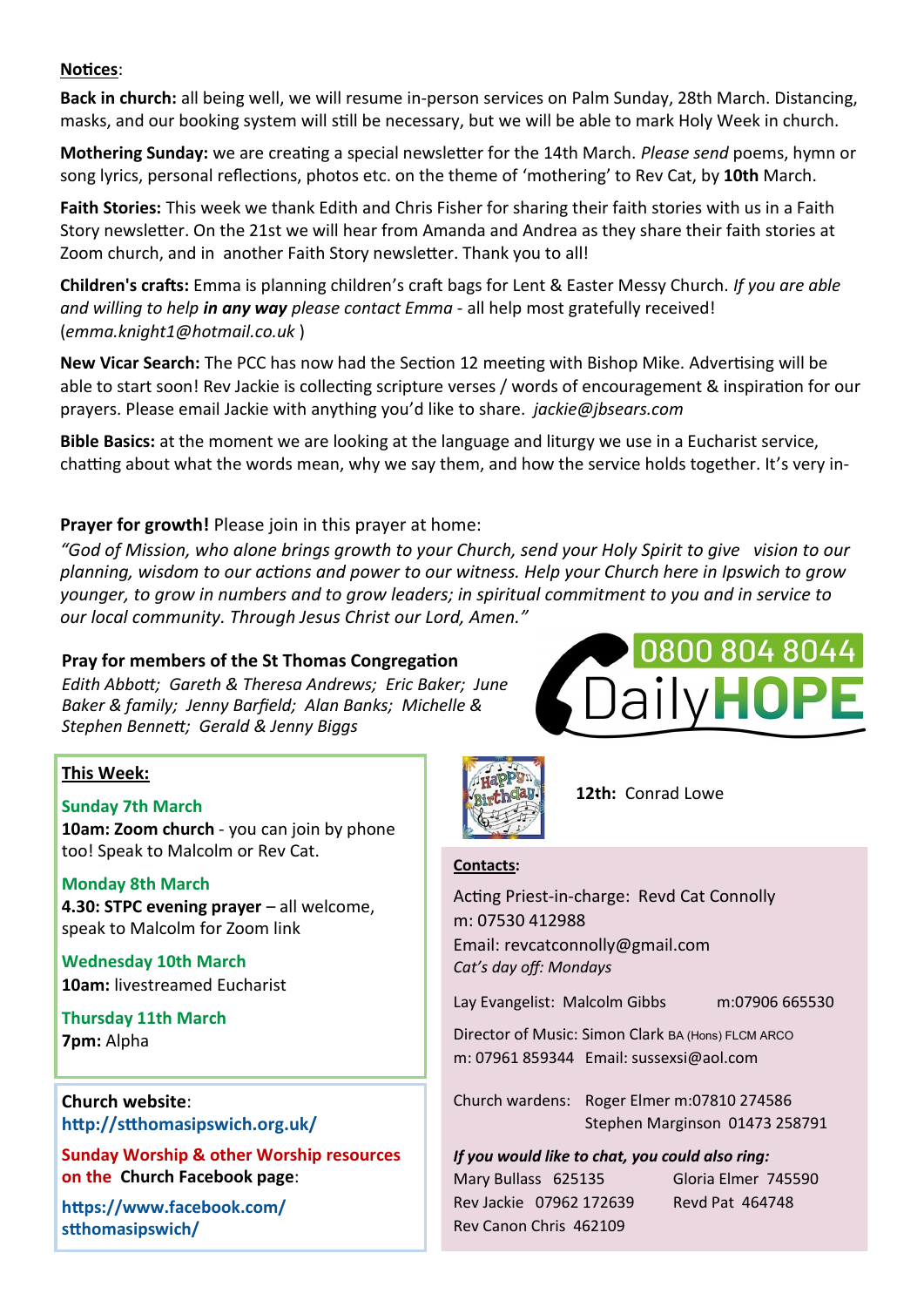**Notices**:

**Back in church:** all being well, we will resume in-person services on Palm Sunday, 28th March. Distancing, masks, and our booking system will still be necessary, but we will be able to mark Holy Week in church.

**Mothering Sunday:** we are creating a special newsletter for the 14th March. *Please send* poems, hymn or song lyrics, personal reflections, photos etc. on the theme of 'mothering' to Rev Cat, by **10th** March.

**Faith Stories:** This week we thank Edith and Chris Fisher for sharing their faith stories with us in a Faith Story newsletter. On the 21st we will hear from Amanda and Andrea as they share their faith stories at Zoom church, and in another Faith Story newsletter. Thank you to all!

**Children's crafts:** Emma is planning children's craft bags for Lent & Easter Messy Church. *If you are able and willing to help **in any way** please contact Emma* - all help most gratefully received! (*emma.knight1@hotmail.co.uk* )

**New Vicar Search:** The PCC has now had the Section 12 meeting with Bishop Mike. Advertising will be able to start soon! Rev Jackie is collecting scripture verses / words of encouragement & inspiration for our prayers. Please email Jackie with anything you'd like to share. *jackie@jbsears.com*

**Bible Basics:** at the moment we are looking at the language and liturgy we use in a Eucharist service, chatting about what the words mean, why we say them, and how the service holds together. It's very in-

**Prayer for growth!** Please join in this prayer at home:

*"God of Mission, who alone brings growth to your Church, send your Holy Spirit to give vision to our planning, wisdom to our actions and power to our witness. Help your Church here in Ipswich to grow younger, to grow in numbers and to grow leaders; in spiritual commitment to you and in service to our local community. Through Jesus Christ our Lord, Amen."*

**Pray for members of the St Thomas Congregation**

*Edith Abbott; Gareth & Theresa Andrews; Eric Baker; June Baker & family; Jenny Barfield; Alan Banks; Michelle & Stephen Bennett; Gerald & Jenny Biggs*

0800 804 8044 DailyHOPE

**This Week:**

**Sunday 7th March**
**10am: Zoom church** - you can join by phone too! Speak to Malcolm or Rev Cat.

**Monday 8th March**
**4.30: STPC evening prayer** – all welcome, speak to Malcolm for Zoom link

**Wednesday 10th March**
**10am:** livestreamed Eucharist

**Thursday 11th March**
**7pm:** Alpha

**Church website**:
**http://stthomasipswich.org.uk/**

**Sunday Worship & other Worship resources on the Church Facebook page**:

**https://www.facebook.com/stthomasipswich/**

Happy Birthday

**12th:** Conrad Lowe

**Contacts:**

Acting Priest-in-charge: Revd Cat Connolly
m: 07530 412988
Email: revcatconnolly@gmail.com
*Cat's day off: Mondays*

Lay Evangelist: Malcolm Gibbs m:07906 665530

Director of Music: Simon Clark BA (Hons) FLCM ARCO
m: 07961 859344 Email: sussexsi@aol.com

Church wardens: Roger Elmer m:07810 274586
Stephen Marginson 01473 258791

***If you would like to chat, you could also ring:***

Mary Bullass 625135
Gloria Elmer 745590
Rev Jackie 07962 172639
Revd Pat 464748
Rev Canon Chris 462109